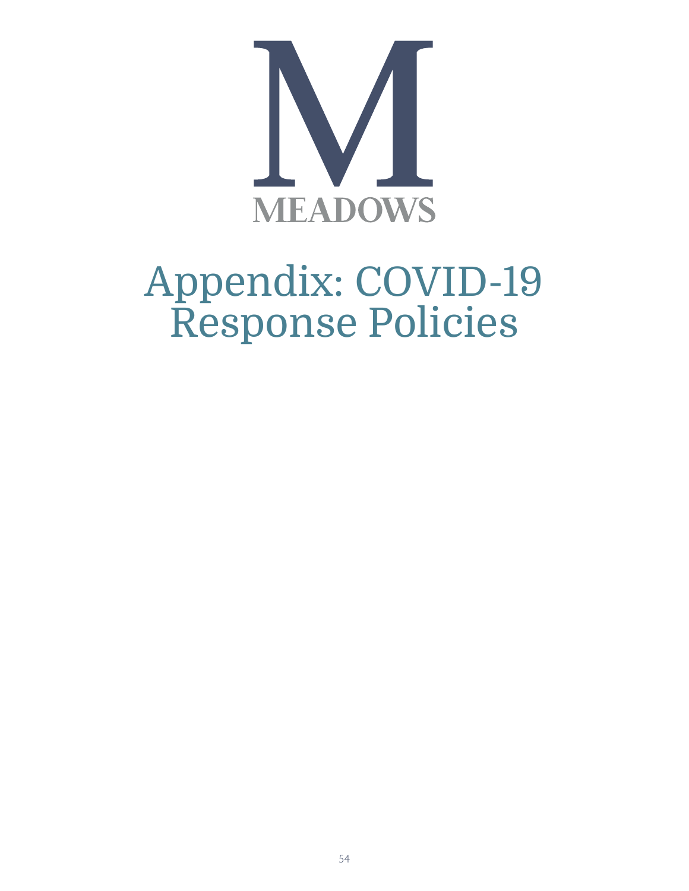M

MEADOWS

# Appendix: COVID-19 Response Policies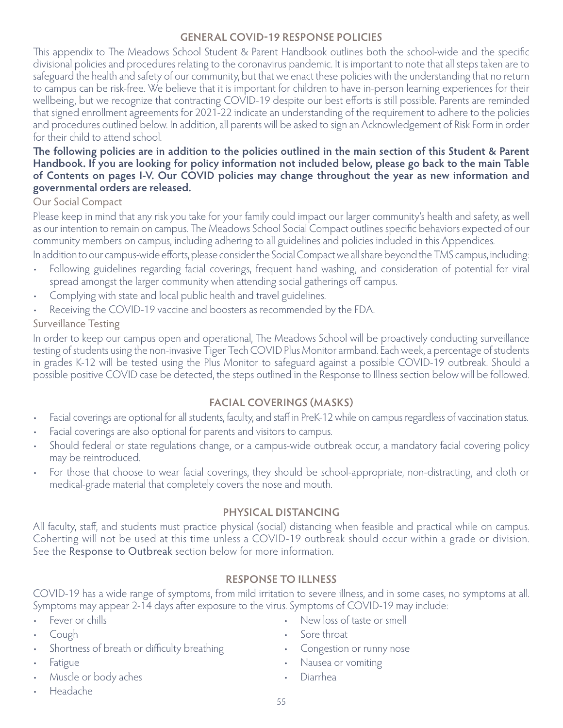## GENERAL COVID-19 RESPONSE POLICIES

This appendix to The Meadows School Student & Parent Handbook outlines both the school-wide and the specific divisional policies and procedures relating to the coronavirus pandemic. It is important to note that all steps taken are to safeguard the health and safety of our community, but that we enact these policies with the understanding that no return to campus can be risk-free. We believe that it is important for children to have in-person learning experiences for their wellbeing, but we recognize that contracting COVID-19 despite our best efforts is still possible. Parents are reminded that signed enrollment agreements for 2021-22 indicate an understanding of the requirement to adhere to the policies and procedures outlined below. In addition, all parents will be asked to sign an Acknowledgement of Risk Form in order for their child to attend school.

**The following policies are in addition to the policies outlined in the main section of this Student & Parent Handbook. If you are looking for policy information not included below, please go back to the main Table of Contents on pages I-V. Our COVID policies may change throughout the year as new information and governmental orders are released.**

### Our Social Compact

Please keep in mind that any risk you take for your family could impact our larger community's health and safety, as well as our intention to remain on campus. The Meadows School Social Compact outlines specific behaviors expected of our community members on campus, including adhering to all guidelines and policies included in this Appendices.

In addition to our campus-wide efforts, please consider the Social Compact we all share beyond the TMS campus, including:

- Following guidelines regarding facial coverings, frequent hand washing, and consideration of potential for viral spread amongst the larger community when attending social gatherings off campus.
- Complying with state and local public health and travel guidelines.
- Receiving the COVID-19 vaccine and boosters as recommended by the FDA.

### Surveillance Testing

In order to keep our campus open and operational, The Meadows School will be proactively conducting surveillance testing of students using the non-invasive Tiger Tech COVID Plus Monitor armband. Each week, a percentage of students in grades K-12 will be tested using the Plus Monitor to safeguard against a possible COVID-19 outbreak. Should a possible positive COVID case be detected, the steps outlined in the Response to Illness section below will be followed.

## FACIAL COVERINGS (MASKS)

- Facial coverings are optional for all students, faculty, and staff in PreK-12 while on campus regardless of vaccination status.
- Facial coverings are also optional for parents and visitors to campus.
- Should federal or state regulations change, or a campus-wide outbreak occur, a mandatory facial covering policy may be reintroduced.
- For those that choose to wear facial coverings, they should be school-appropriate, non-distracting, and cloth or medical-grade material that completely covers the nose and mouth.

## PHYSICAL DISTANCING

All faculty, staff, and students must practice physical (social) distancing when feasible and practical while on campus. Coherting will not be used at this time unless a COVID-19 outbreak should occur within a grade or division. See the Response to Outbreak section below for more information.

## RESPONSE TO ILLNESS

COVID-19 has a wide range of symptoms, from mild irritation to severe illness, and in some cases, no symptoms at all. Symptoms may appear 2-14 days after exposure to the virus. Symptoms of COVID-19 may include:

- Fever or chills
- Cough
- Shortness of breath or difficulty breathing
- Fatigue
- Muscle or body aches
- Headache
- New loss of taste or smell
- Sore throat
- Congestion or runny nose
- Nausea or vomiting
- Diarrhea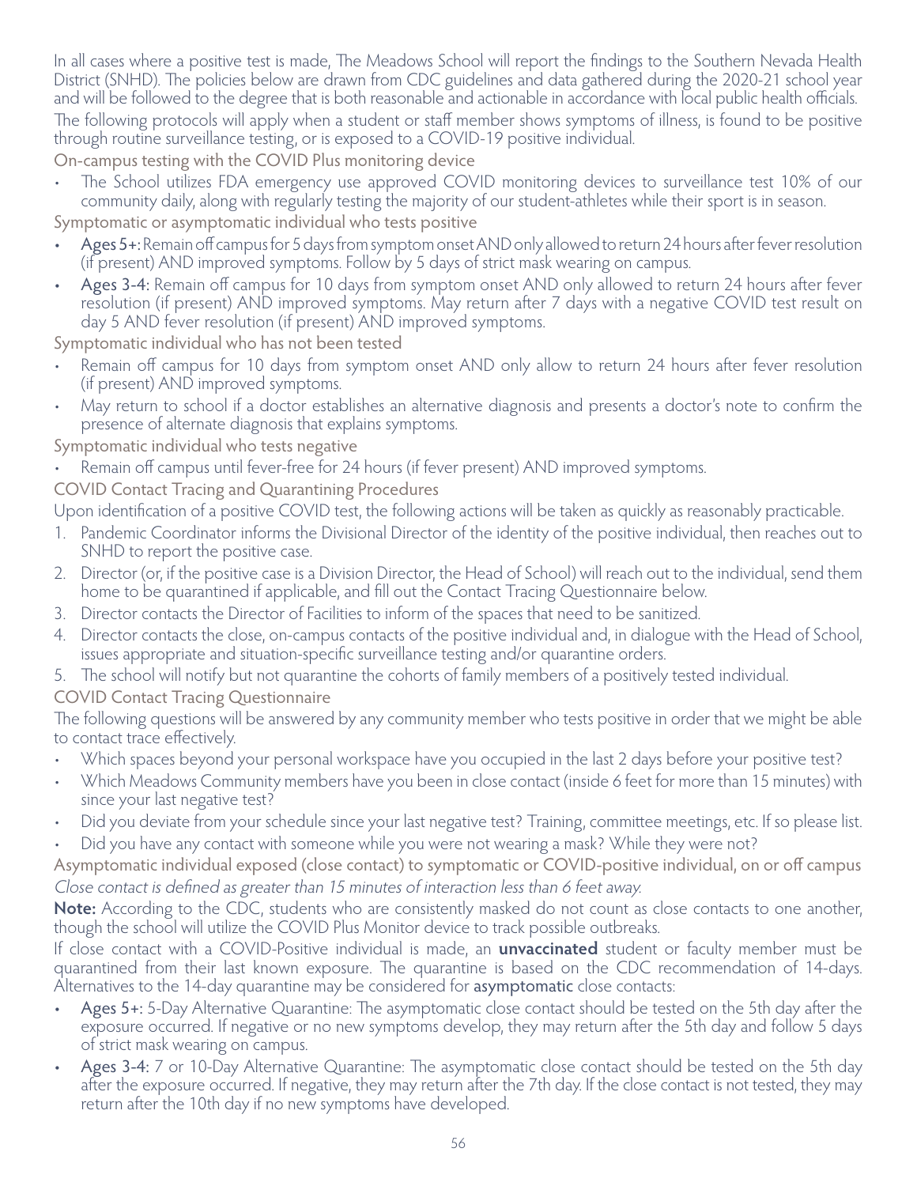In all cases where a positive test is made, The Meadows School will report the findings to the Southern Nevada Health District (SNHD). The policies below are drawn from CDC guidelines and data gathered during the 2020-21 school year and will be followed to the degree that is both reasonable and actionable in accordance with local public health officials.

The following protocols will apply when a student or staff member shows symptoms of illness, is found to be positive through routine surveillance testing, or is exposed to a COVID-19 positive individual.

### On-campus testing with the COVID Plus monitoring device

- The School utilizes FDA emergency use approved COVID monitoring devices to surveillance test 10% of our community daily, along with regularly testing the majority of our student-athletes while their sport is in season.

### Symptomatic or asymptomatic individual who tests positive

- Ages 5+: Remain off campus for 5 days from symptom onset AND only allowed to return 24 hours after fever resolution (if present) AND improved symptoms. Follow by 5 days of strict mask wearing on campus.
- Ages 3-4: Remain off campus for 10 days from symptom onset AND only allowed to return 24 hours after fever resolution (if present) AND improved symptoms. May return after 7 days with a negative COVID test result on day 5 AND fever resolution (if present) AND improved symptoms.

### Symptomatic individual who has not been tested

- Remain off campus for 10 days from symptom onset AND only allow to return 24 hours after fever resolution (if present) AND improved symptoms.
- May return to school if a doctor establishes an alternative diagnosis and presents a doctor's note to confirm the presence of alternate diagnosis that explains symptoms.

### Symptomatic individual who tests negative

- Remain off campus until fever-free for 24 hours (if fever present) AND improved symptoms.

### COVID Contact Tracing and Quarantining Procedures

Upon identification of a positive COVID test, the following actions will be taken as quickly as reasonably practicable.

1. Pandemic Coordinator informs the Divisional Director of the identity of the positive individual, then reaches out to SNHD to report the positive case.
2. Director (or, if the positive case is a Division Director, the Head of School) will reach out to the individual, send them home to be quarantined if applicable, and fill out the Contact Tracing Questionnaire below.
3. Director contacts the Director of Facilities to inform of the spaces that need to be sanitized.
4. Director contacts the close, on-campus contacts of the positive individual and, in dialogue with the Head of School, issues appropriate and situation-specific surveillance testing and/or quarantine orders.
5. The school will notify but not quarantine the cohorts of family members of a positively tested individual.

### COVID Contact Tracing Questionnaire

The following questions will be answered by any community member who tests positive in order that we might be able to contact trace effectively.

- Which spaces beyond your personal workspace have you occupied in the last 2 days before your positive test?
- Which Meadows Community members have you been in close contact (inside 6 feet for more than 15 minutes) with since your last negative test?
- Did you deviate from your schedule since your last negative test? Training, committee meetings, etc. If so please list.
- Did you have any contact with someone while you were not wearing a mask? While they were not?

### Asymptomatic individual exposed (close contact) to symptomatic or COVID-positive individual, on or off campus

*Close contact is defined as greater than 15 minutes of interaction less than 6 feet away.*

**Note:** According to the CDC, students who are consistently masked do not count as close contacts to one another, though the school will utilize the COVID Plus Monitor device to track possible outbreaks.

If close contact with a COVID-Positive individual is made, an **unvaccinated** student or faculty member must be quarantined from their last known exposure. The quarantine is based on the CDC recommendation of 14-days. Alternatives to the 14-day quarantine may be considered for asymptomatic close contacts:

- Ages 5+: 5-Day Alternative Quarantine: The asymptomatic close contact should be tested on the 5th day after the exposure occurred. If negative or no new symptoms develop, they may return after the 5th day and follow 5 days of strict mask wearing on campus.
- Ages 3-4: 7 or 10-Day Alternative Quarantine: The asymptomatic close contact should be tested on the 5th day after the exposure occurred. If negative, they may return after the 7th day. If the close contact is not tested, they may return after the 10th day if no new symptoms have developed.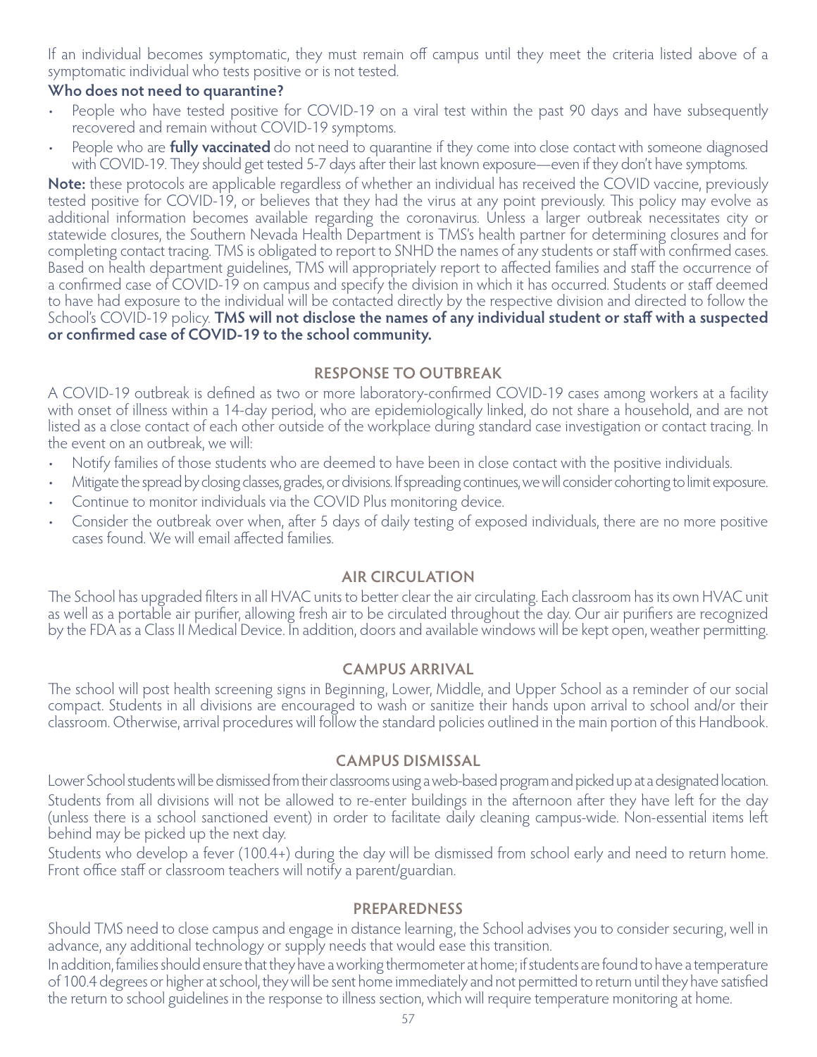If an individual becomes symptomatic, they must remain off campus until they meet the criteria listed above of a symptomatic individual who tests positive or is not tested.

**Who does not need to quarantine?**

- People who have tested positive for COVID-19 on a viral test within the past 90 days and have subsequently recovered and remain without COVID-19 symptoms.
- People who are **fully vaccinated** do not need to quarantine if they come into close contact with someone diagnosed with COVID-19. They should get tested 5-7 days after their last known exposure—even if they don't have symptoms.

**Note:** these protocols are applicable regardless of whether an individual has received the COVID vaccine, previously tested positive for COVID-19, or believes that they had the virus at any point previously. This policy may evolve as additional information becomes available regarding the coronavirus. Unless a larger outbreak necessitates city or statewide closures, the Southern Nevada Health Department is TMS's health partner for determining closures and for completing contact tracing. TMS is obligated to report to SNHD the names of any students or staff with confirmed cases. Based on health department guidelines, TMS will appropriately report to affected families and staff the occurrence of a confirmed case of COVID-19 on campus and specify the division in which it has occurred. Students or staff deemed to have had exposure to the individual will be contacted directly by the respective division and directed to follow the School's COVID-19 policy. **TMS will not disclose the names of any individual student or staff with a suspected or confirmed case of COVID-19 to the school community.**

## RESPONSE TO OUTBREAK

A COVID-19 outbreak is defined as two or more laboratory-confirmed COVID-19 cases among workers at a facility with onset of illness within a 14-day period, who are epidemiologically linked, do not share a household, and are not listed as a close contact of each other outside of the workplace during standard case investigation or contact tracing. In the event on an outbreak, we will:

- Notify families of those students who are deemed to have been in close contact with the positive individuals.
- Mitigate the spread by closing classes, grades, or divisions. If spreading continues, we will consider cohorting to limit exposure.
- Continue to monitor individuals via the COVID Plus monitoring device.
- Consider the outbreak over when, after 5 days of daily testing of exposed individuals, there are no more positive cases found. We will email affected families.

## AIR CIRCULATION

The School has upgraded filters in all HVAC units to better clear the air circulating. Each classroom has its own HVAC unit as well as a portable air purifier, allowing fresh air to be circulated throughout the day. Our air purifiers are recognized by the FDA as a Class II Medical Device. In addition, doors and available windows will be kept open, weather permitting.

## CAMPUS ARRIVAL

The school will post health screening signs in Beginning, Lower, Middle, and Upper School as a reminder of our social compact. Students in all divisions are encouraged to wash or sanitize their hands upon arrival to school and/or their classroom. Otherwise, arrival procedures will follow the standard policies outlined in the main portion of this Handbook.

## CAMPUS DISMISSAL

Lower School students will be dismissed from their classrooms using a web-based program and picked up at a designated location.

Students from all divisions will not be allowed to re-enter buildings in the afternoon after they have left for the day (unless there is a school sanctioned event) in order to facilitate daily cleaning campus-wide. Non-essential items left behind may be picked up the next day.

Students who develop a fever (100.4+) during the day will be dismissed from school early and need to return home. Front office staff or classroom teachers will notify a parent/guardian.

## PREPAREDNESS

Should TMS need to close campus and engage in distance learning, the School advises you to consider securing, well in advance, any additional technology or supply needs that would ease this transition.

In addition, families should ensure that they have a working thermometer at home; if students are found to have a temperature of 100.4 degrees or higher at school, they will be sent home immediately and not permitted to return until they have satisfied the return to school guidelines in the response to illness section, which will require temperature monitoring at home.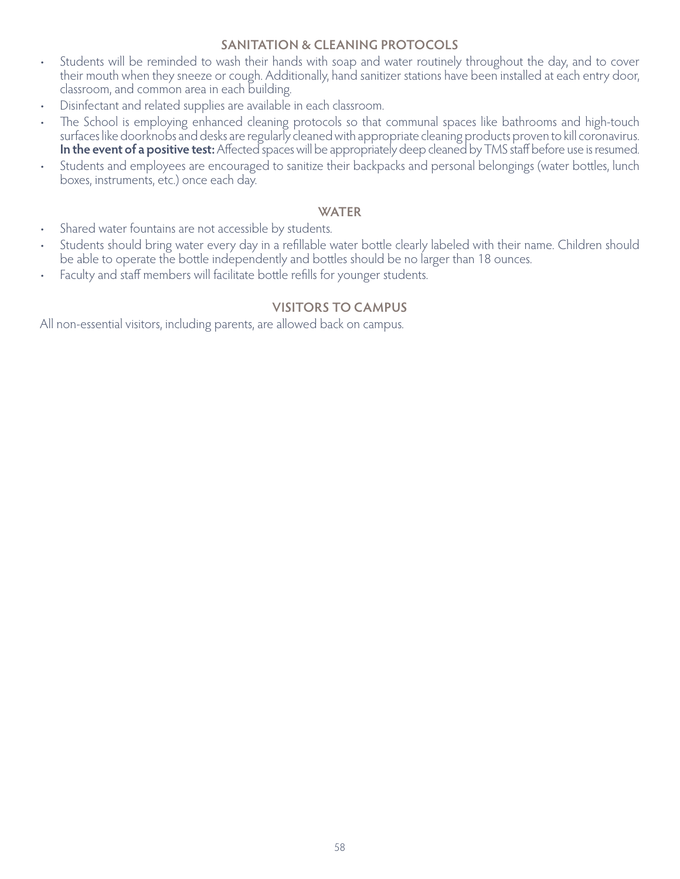## SANITATION & CLEANING PROTOCOLS

- Students will be reminded to wash their hands with soap and water routinely throughout the day, and to cover their mouth when they sneeze or cough. Additionally, hand sanitizer stations have been installed at each entry door, classroom, and common area in each building.
- Disinfectant and related supplies are available in each classroom.
- The School is employing enhanced cleaning protocols so that communal spaces like bathrooms and high-touch surfaces like doorknobs and desks are regularly cleaned with appropriate cleaning products proven to kill coronavirus. **In the event of a positive test:** Affected spaces will be appropriately deep cleaned by TMS staff before use is resumed.
- Students and employees are encouraged to sanitize their backpacks and personal belongings (water bottles, lunch boxes, instruments, etc.) once each day.

## WATER

- Shared water fountains are not accessible by students.
- Students should bring water every day in a refillable water bottle clearly labeled with their name. Children should be able to operate the bottle independently and bottles should be no larger than 18 ounces.
- Faculty and staff members will facilitate bottle refills for younger students.

## VISITORS TO CAMPUS

All non-essential visitors, including parents, are allowed back on campus.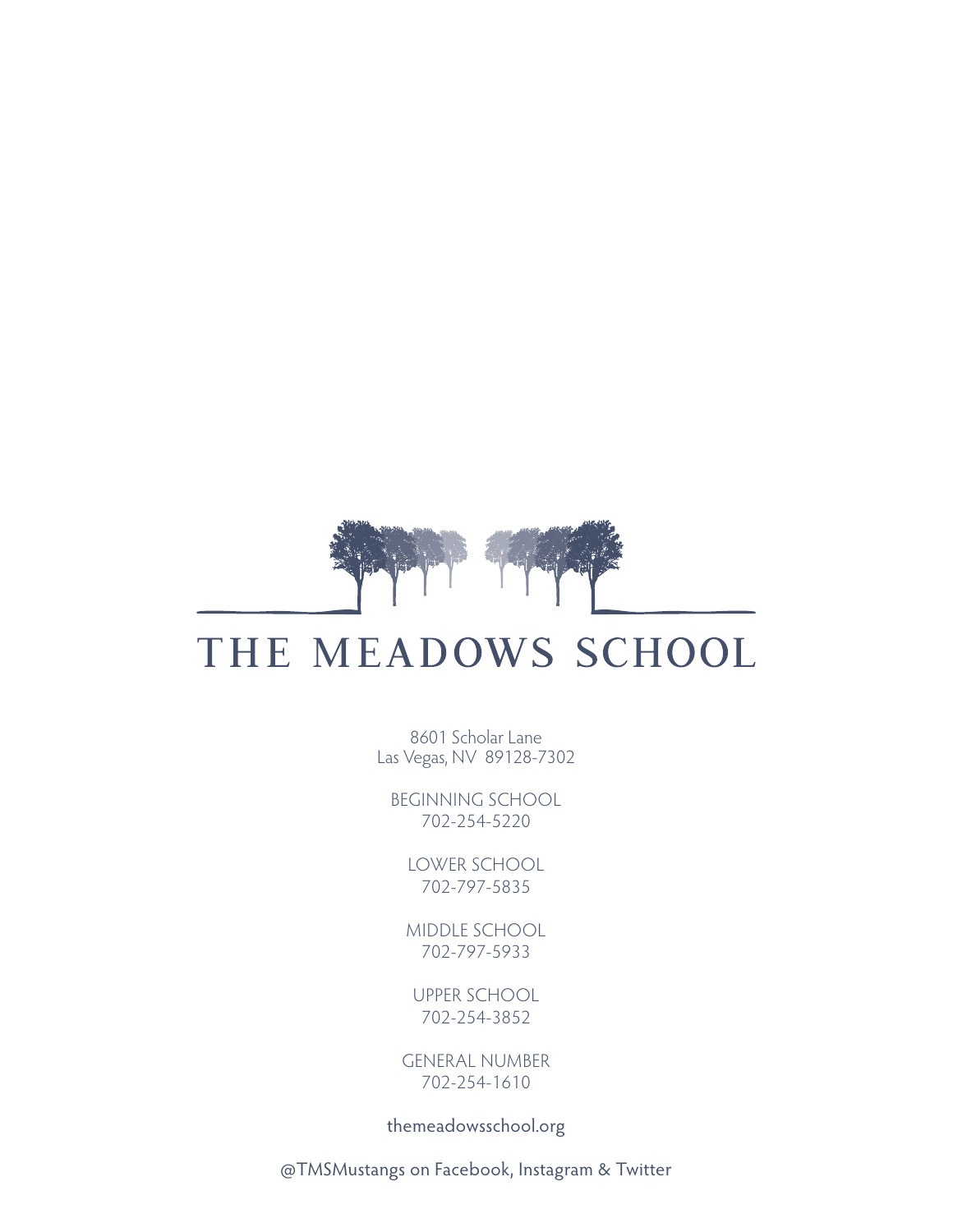# THE MEADOWS SCHOOL

8601 Scholar Lane
Las Vegas, NV 89128-7302

BEGINNING SCHOOL
702-254-5220

LOWER SCHOOL
702-797-5835

MIDDLE SCHOOL
702-797-5933

UPPER SCHOOL
702-254-3852

GENERAL NUMBER
702-254-1610

themeadowsschool.org

@TMSMustangs on Facebook, Instagram & Twitter